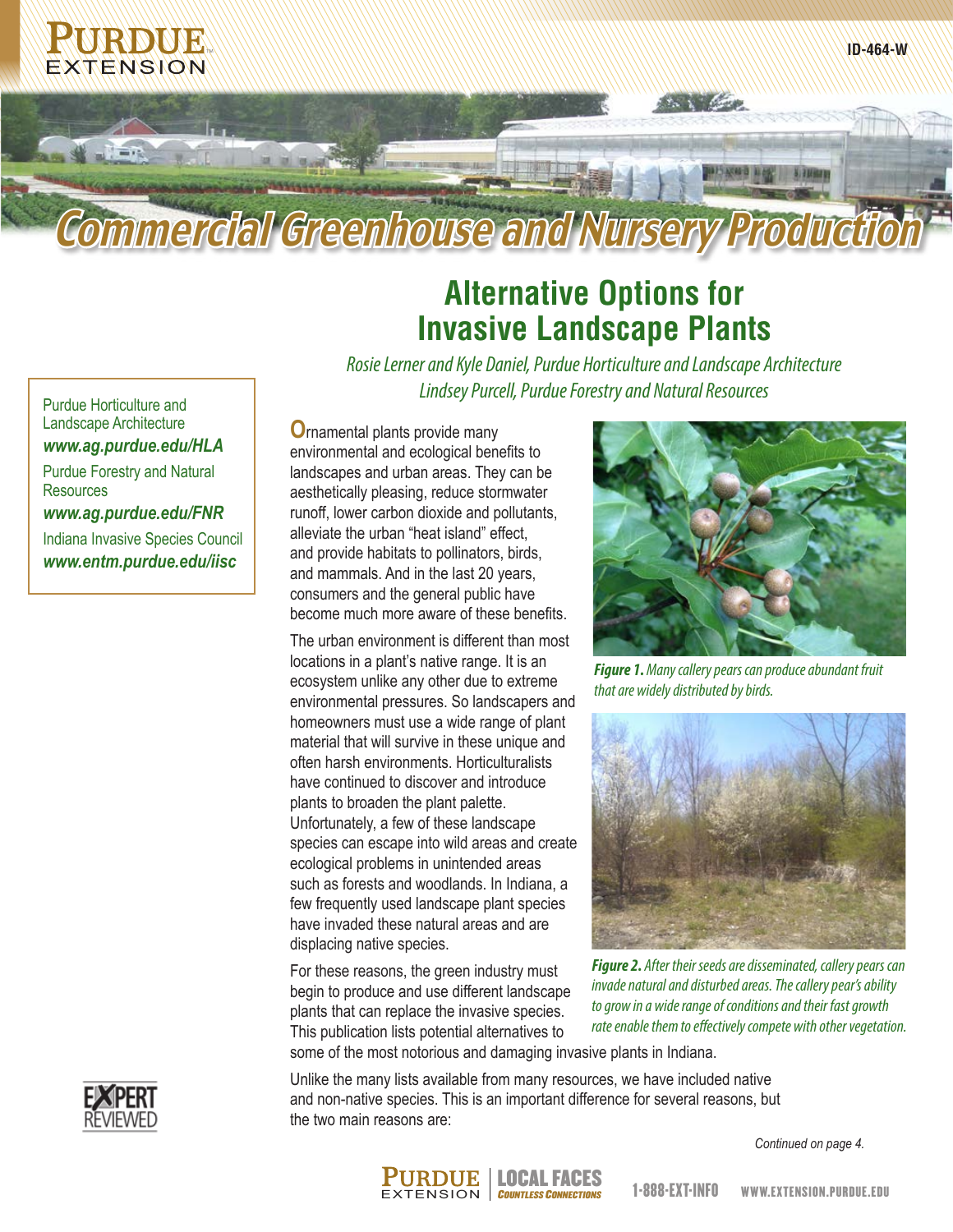# Commercial Greenhouse and Nursery Production

ID-464-W

## Alternative Options for Invasive Landscape Plants

*Rosie Lerner and Kyle Daniel, Purdue Horticulture and Landscape Architecture*
*Lindsey Purcell, Purdue Forestry and Natural Resources*

Purdue Horticulture and Landscape Architecture
***www.ag.purdue.edu/HLA***

Purdue Forestry and Natural Resources
***www.ag.purdue.edu/FNR***

Indiana Invasive Species Council
***www.entm.purdue.edu/iisc***

Ornamental plants provide many environmental and ecological benefits to landscapes and urban areas. They can be aesthetically pleasing, reduce stormwater runoff, lower carbon dioxide and pollutants, alleviate the urban "heat island" effect, and provide habitats to pollinators, birds, and mammals. And in the last 20 years, consumers and the general public have become much more aware of these benefits.

The urban environment is different than most locations in a plant's native range. It is an ecosystem unlike any other due to extreme environmental pressures. So landscapers and homeowners must use a wide range of plant material that will survive in these unique and often harsh environments. Horticulturalists have continued to discover and introduce plants to broaden the plant palette. Unfortunately, a few of these landscape species can escape into wild areas and create ecological problems in unintended areas such as forests and woodlands. In Indiana, a few frequently used landscape plant species have invaded these natural areas and are displacing native species.

For these reasons, the green industry must begin to produce and use different landscape plants that can replace the invasive species. This publication lists potential alternatives to some of the most notorious and damaging invasive plants in Indiana.

***Figure 1.*** *Many callery pears can produce abundant fruit that are widely distributed by birds.*

***Figure 2.*** *After their seeds are disseminated, callery pears can invade natural and disturbed areas. The callery pear's ability to grow in a wide range of conditions and their fast growth rate enable them to effectively compete with other vegetation.*

Unlike the many lists available from many resources, we have included native and non-native species. This is an important difference for several reasons, but the two main reasons are:

*Continued on page 4.*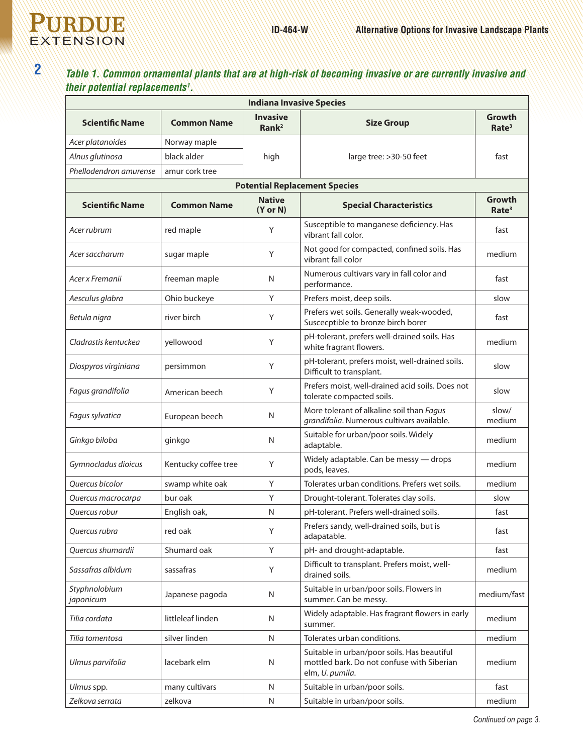*Table 1. Common ornamental plants that are at high-risk of becoming invasive or are currently invasive and their potential replacements[1].*

| Indiana Invasive Species | | | | |
|---|---|---|---|---|
| **Scientific Name** | **Common Name** | **Invasive Rank[2]** | **Size Group** | **Growth Rate[3]** |
| *Acer platanoides* | Norway maple | high | large tree: >30-50 feet | fast |
| *Alnus glutinosa* | black alder | | | |
| *Phellodendron amurense* | amur cork tree | | | |
| **Potential Replacement Species** | | | | |
| **Scientific Name** | **Common Name** | **Native (Y or N)** | **Special Characteristics** | **Growth Rate[3]** |
| *Acer rubrum* | red maple | Y | Susceptible to manganese deficiency. Has vibrant fall color. | fast |
| *Acer saccharum* | sugar maple | Y | Not good for compacted, confined soils. Has vibrant fall color | medium |
| *Acer x Fremanii* | freeman maple | N | Numerous cultivars vary in fall color and performance. | fast |
| *Aesculus glabra* | Ohio buckeye | Y | Prefers moist, deep soils. | slow |
| *Betula nigra* | river birch | Y | Prefers wet soils. Generally weak-wooded, Suscecptible to bronze birch borer | fast |
| *Cladrastis kentuckea* | yellowood | Y | pH-tolerant, prefers well-drained soils. Has white fragrant flowers. | medium |
| *Diospyros virginiana* | persimmon | Y | pH-tolerant, prefers moist, well-drained soils. Difficult to transplant. | slow |
| *Fagus grandifolia* | American beech | Y | Prefers moist, well-drained acid soils. Does not tolerate compacted soils. | slow |
| *Fagus sylvatica* | European beech | N | More tolerant of alkaline soil than *Fagus grandifolia*. Numerous cultivars available. | slow/ medium |
| *Ginkgo biloba* | ginkgo | N | Suitable for urban/poor soils. Widely adaptable. | medium |
| *Gymnocladus dioicus* | Kentucky coffee tree | Y | Widely adaptable. Can be messy — drops pods, leaves. | medium |
| *Quercus bicolor* | swamp white oak | Y | Tolerates urban conditions. Prefers wet soils. | medium |
| *Quercus macrocarpa* | bur oak | Y | Drought-tolerant. Tolerates clay soils. | slow |
| *Quercus robur* | English oak, | N | pH-tolerant. Prefers well-drained soils. | fast |
| *Quercus rubra* | red oak | Y | Prefers sandy, well-drained soils, but is adapatable. | fast |
| *Quercus shumardii* | Shumard oak | Y | pH- and drought-adaptable. | fast |
| *Sassafras albidum* | sassafras | Y | Difficult to transplant. Prefers moist, well-drained soils. | medium |
| *Styphnolobium japonicum* | Japanese pagoda | N | Suitable in urban/poor soils. Flowers in summer. Can be messy. | medium/fast |
| *Tilia cordata* | littleleaf linden | N | Widely adaptable. Has fragrant flowers in early summer. | medium |
| *Tilia tomentosa* | silver linden | N | Tolerates urban conditions. | medium |
| *Ulmus parvifolia* | lacebark elm | N | Suitable in urban/poor soils. Has beautiful mottled bark. Do not confuse with Siberian elm, *U. pumila*. | medium |
| *Ulmus* spp. | many cultivars | N | Suitable in urban/poor soils. | fast |
| *Zelkova serrata* | zelkova | N | Suitable in urban/poor soils. | medium |

*Continued on page 3.*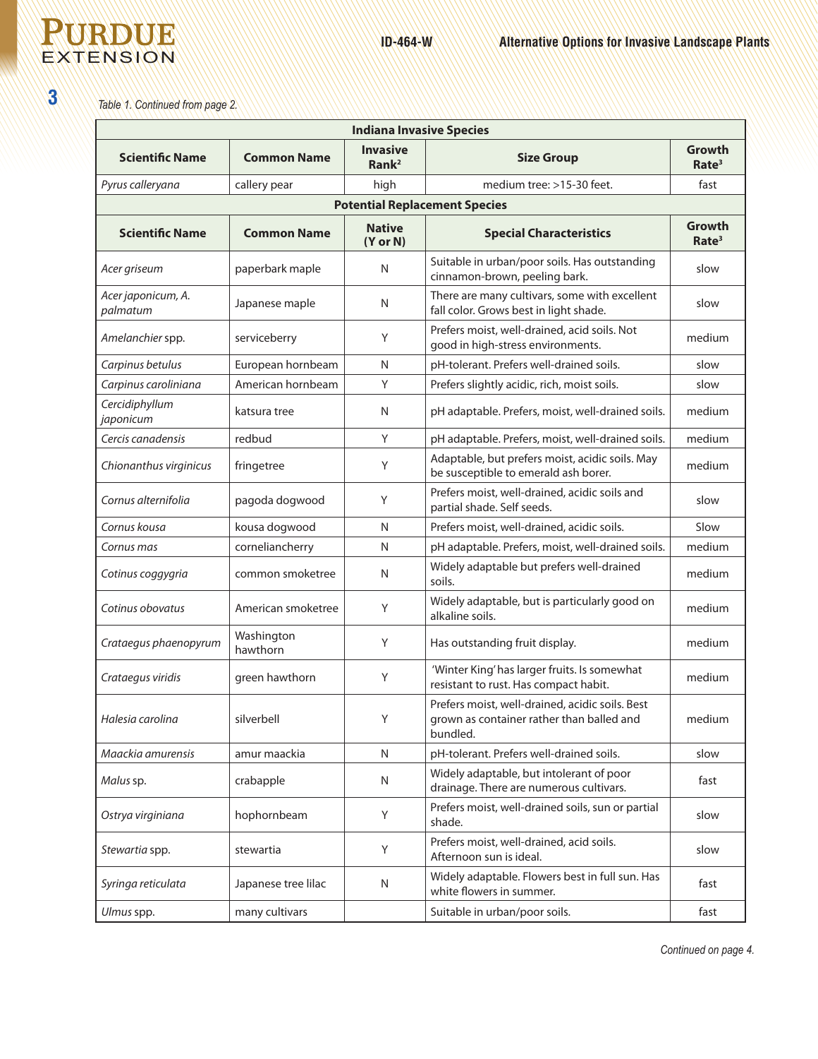*Table 1. Continued from page 2.*

| Indiana Invasive Species | | | | |
|---|---|---|---|---|
| **Scientific Name** | **Common Name** | **Invasive Rank**[2] | **Size Group** | **Growth Rate**[3] |
| *Pyrus calleryana* | callery pear | high | medium tree: >15-30 feet. | fast |
| **Potential Replacement Species** | | | | |
| **Scientific Name** | **Common Name** | **Native (Y or N)** | **Special Characteristics** | **Growth Rate**[3] |
| *Acer griseum* | paperbark maple | N | Suitable in urban/poor soils. Has outstanding cinnamon-brown, peeling bark. | slow |
| *Acer japonicum, A. palmatum* | Japanese maple | N | There are many cultivars, some with excellent fall color. Grows best in light shade. | slow |
| *Amelanchier* spp. | serviceberry | Y | Prefers moist, well-drained, acid soils. Not good in high-stress environments. | medium |
| *Carpinus betulus* | European hornbeam | N | pH-tolerant. Prefers well-drained soils. | slow |
| *Carpinus caroliniana* | American hornbeam | Y | Prefers slightly acidic, rich, moist soils. | slow |
| *Cercidiphyllum japonicum* | katsura tree | N | pH adaptable. Prefers, moist, well-drained soils. | medium |
| *Cercis canadensis* | redbud | Y | pH adaptable. Prefers, moist, well-drained soils. | medium |
| *Chionanthus virginicus* | fringetree | Y | Adaptable, but prefers moist, acidic soils. May be susceptible to emerald ash borer. | medium |
| *Cornus alternifolia* | pagoda dogwood | Y | Prefers moist, well-drained, acidic soils and partial shade. Self seeds. | slow |
| *Cornus kousa* | kousa dogwood | N | Prefers moist, well-drained, acidic soils. | Slow |
| *Cornus mas* | corneliancherry | N | pH adaptable. Prefers, moist, well-drained soils. | medium |
| *Cotinus coggygria* | common smoketree | N | Widely adaptable but prefers well-drained soils. | medium |
| *Cotinus obovatus* | American smoketree | Y | Widely adaptable, but is particularly good on alkaline soils. | medium |
| *Crataegus phaenopyrum* | Washington hawthorn | Y | Has outstanding fruit display. | medium |
| *Crataegus viridis* | green hawthorn | Y | 'Winter King' has larger fruits. Is somewhat resistant to rust. Has compact habit. | medium |
| *Halesia carolina* | silverbell | Y | Prefers moist, well-drained, acidic soils. Best grown as container rather than balled and bundled. | medium |
| *Maackia amurensis* | amur maackia | N | pH-tolerant. Prefers well-drained soils. | slow |
| *Malus* sp. | crabapple | N | Widely adaptable, but intolerant of poor drainage. There are numerous cultivars. | fast |
| *Ostrya virginiana* | hophornbeam | Y | Prefers moist, well-drained soils, sun or partial shade. | slow |
| *Stewartia* spp. | stewartia | Y | Prefers moist, well-drained, acid soils. Afternoon sun is ideal. | slow |
| *Syringa reticulata* | Japanese tree lilac | N | Widely adaptable. Flowers best in full sun. Has white flowers in summer. | fast |
| *Ulmus* spp. | many cultivars | | Suitable in urban/poor soils. | fast |

*Continued on page 4.*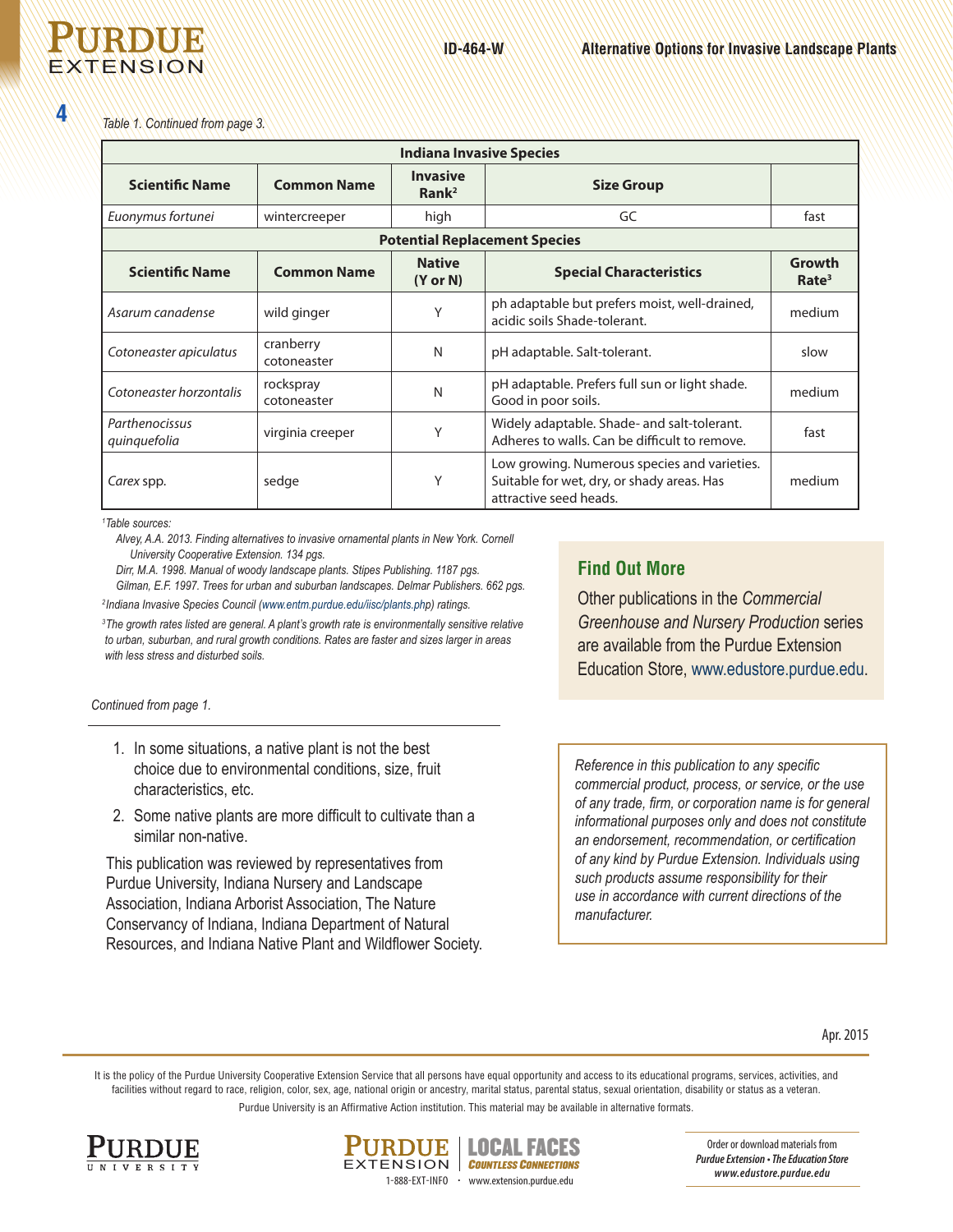*Table 1. Continued from page 3.*

| Indana Invasive Species | | | | |
|---|---|---|---|---|
| **Scientific Name** | **Common Name** | **Invasive Rank[2]** | **Size Group** | |
| *Euonymus fortunei* | wintercreeper | high | GC | fast |
| **Potential Replacement Species** | | | | |
| **Scientific Name** | **Common Name** | **Native (Y or N)** | **Special Characteristics** | **Growth Rate[3]** |
| *Asarum canadense* | wild ginger | Y | ph adaptable but prefers moist, well-drained, acidic soils Shade-tolerant. | medium |
| *Cotoneaster apiculatus* | cranberry cotoneaster | N | pH adaptable. Salt-tolerant. | slow |
| *Cotoneaster horzontalis* | rockspray cotoneaster | N | pH adaptable. Prefers full sun or light shade. Good in poor soils. | medium |
| *Parthenocissus quinquefolia* | virginia creeper | Y | Widely adaptable. Shade- and salt-tolerant. Adheres to walls. Can be difficult to remove. | fast |
| *Carex* spp. | sedge | Y | Low growing. Numerous species and varieties. Suitable for wet, dry, or shady areas. Has attractive seed heads. | medium |

*[1]Table sources:*

*Alvey, A.A. 2013. Finding alternatives to invasive ornamental plants in New York. Cornell University Cooperative Extension. 134 pgs.*

*Dirr, M.A. 1998. Manual of woody landscape plants. Stipes Publishing. 1187 pgs.*

*Gilman, E.F. 1997. Trees for urban and suburban landscapes. Delmar Publishers. 662 pgs.*

*[2]Indiana Invasive Species Council (www.entm.purdue.edu/iisc/plants.php) ratings.*

*[3]The growth rates listed are general. A plant's growth rate is environmentally sensitive relative to urban, suburban, and rural growth conditions. Rates are faster and sizes larger in areas with less stress and disturbed soils.*

*Continued from page 1.*

1. In some situations, a native plant is not the best choice due to environmental conditions, size, fruit characteristics, etc.
2. Some native plants are more difficult to cultivate than a similar non-native.

This publication was reviewed by representatives from Purdue University, Indiana Nursery and Landscape Association, Indiana Arborist Association, The Nature Conservancy of Indiana, Indiana Department of Natural Resources, and Indiana Native Plant and Wildflower Society.

## Find Out More

Other publications in the *Commercial Greenhouse and Nursery Production* series are available from the Purdue Extension Education Store, www.edustore.purdue.edu.

*Reference in this publication to any specific commercial product, process, or service, or the use of any trade, firm, or corporation name is for general informational purposes only and does not constitute an endorsement, recommendation, or certification of any kind by Purdue Extension. Individuals using such products assume responsibility for their use in accordance with current directions of the manufacturer.*

Apr. 2015

It is the policy of the Purdue University Cooperative Extension Service that all persons have equal opportunity and access to its educational programs, services, activities, and facilities without regard to race, religion, color, sex, age, national origin or ancestry, marital status, parental status, sexual orientation, disability or status as a veteran.

Purdue University is an Affirmative Action institution. This material may be available in alternative formats.

1-888-EXT-INFO · www.extension.purdue.edu

Order or download materials from *Purdue Extension • The Education Store* *www.edustore.purdue.edu*